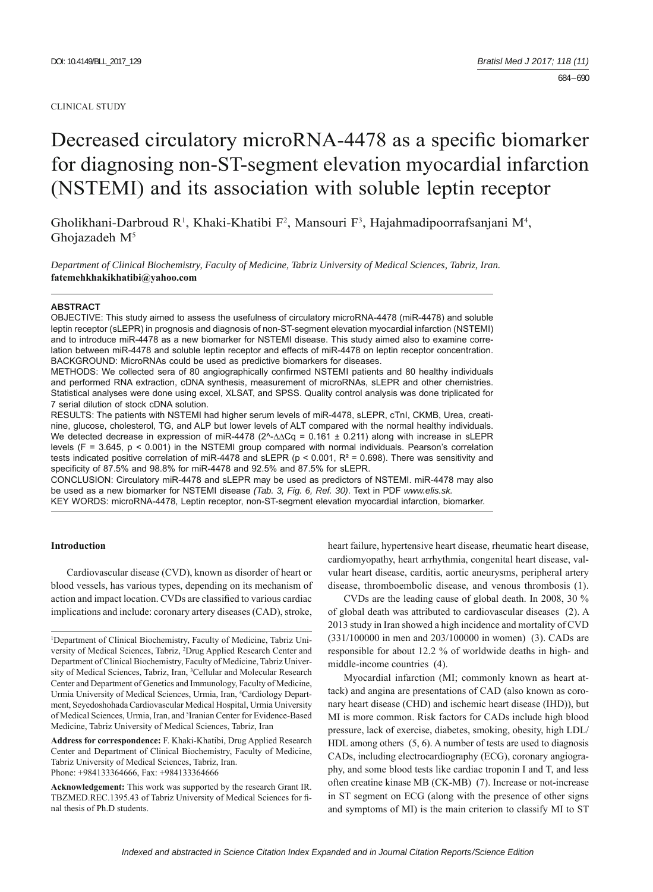CLINICAL STUDY

# Decreased circulatory microRNA-4478 as a specific biomarker for diagnosing non-ST-segment elevation myocardial infarction (NSTEMI) and its association with soluble leptin receptor

Gholikhani-Darbroud R[1], Khaki-Khatibi F[2], Mansouri F[3], Hajahmadipoorrafsanjani M[4], Ghojazadeh M[5]

*Department of Clinical Biochemistry, Faculty of Medicine, Tabriz University of Medical Sciences, Tabriz, Iran.*
**fatemehkhakikhatibi@yahoo.com**

**ABSTRACT**

OBJECTIVE: This study aimed to assess the usefulness of circulatory microRNA-4478 (miR-4478) and soluble leptin receptor (sLEPR) in prognosis and diagnosis of non-ST-segment elevation myocardial infarction (NSTEMI) and to introduce miR-4478 as a new biomarker for NSTEMI disease. This study aimed also to examine correlation between miR-4478 and soluble leptin receptor and effects of miR-4478 on leptin receptor concentration.

BACKGROUND: MicroRNAs could be used as predictive biomarkers for diseases.

METHODS: We collected sera of 80 angiographically confirmed NSTEMI patients and 80 healthy individuals and performed RNA extraction, cDNA synthesis, measurement of microRNAs, sLEPR and other chemistries. Statistical analyses were done using excel, XLSAT, and SPSS. Quality control analysis was done triplicated for 7 serial dilution of stock cDNA solution.

RESULTS: The patients with NSTEMI had higher serum levels of miR-4478, sLEPR, cTnI, CKMB, Urea, creatinine, glucose, cholesterol, TG, and ALP but lower levels of ALT compared with the normal healthy individuals. We detected decrease in expression of miR-4478 ($2^{-\Delta\Delta Cq} = 0.161 \pm 0.211$) along with increase in sLEPR levels ($F = 3.645$, $p < 0.001$) in the NSTEMI group compared with normal individuals. Pearson's correlation tests indicated positive correlation of miR-4478 and sLEPR ($p < 0.001$, $R^2 = 0.698$). There was sensitivity and specificity of 87.5% and 98.8% for miR-4478 and 92.5% and 87.5% for sLEPR.

CONCLUSION: Circulatory miR-4478 and sLEPR may be used as predictors of NSTEMI. miR-4478 may also be used as a new biomarker for NSTEMI disease *(Tab. 3, Fig. 6, Ref. 30)*. Text in PDF *www.elis.sk.*

KEY WORDS: microRNA-4478, Leptin receptor, non-ST-segment elevation myocardial infarction, biomarker.

## Introduction

Cardiovascular disease (CVD), known as disorder of heart or blood vessels, has various types, depending on its mechanism of action and impact location. CVDs are classified to various cardiac implications and include: coronary artery diseases (CAD), stroke, heart failure, hypertensive heart disease, rheumatic heart disease, cardiomyopathy, heart arrhythmia, congenital heart disease, valvular heart disease, carditis, aortic aneurysms, peripheral artery disease, thromboembolic disease, and venous thrombosis (1).

CVDs are the leading cause of global death. In 2008, 30 % of global death was attributed to cardiovascular diseases (2). A 2013 study in Iran showed a high incidence and mortality of CVD (331/100000 in men and 203/100000 in women) (3). CADs are responsible for about 12.2 % of worldwide deaths in high- and middle-income countries (4).

Myocardial infarction (MI; commonly known as heart attack) and angina are presentations of CAD (also known as coronary heart disease (CHD) and ischemic heart disease (IHD)), but MI is more common. Risk factors for CADs include high blood pressure, lack of exercise, diabetes, smoking, obesity, high LDL/HDL among others (5, 6). A number of tests are used to diagnosis CADs, including electrocardiography (ECG), coronary angiography, and some blood tests like cardiac troponin I and T, and less often creatine kinase MB (CK-MB) (7). Increase or not-increase in ST segment on ECG (along with the presence of other signs and symptoms of MI) is the main criterion to classify MI to ST

[1]Department of Clinical Biochemistry, Faculty of Medicine, Tabriz University of Medical Sciences, Tabriz, [2]Drug Applied Research Center and Department of Clinical Biochemistry, Faculty of Medicine, Tabriz University of Medical Sciences, Tabriz, Iran, [3]Cellular and Molecular Research Center and Department of Genetics and Immunology, Faculty of Medicine, Urmia University of Medical Sciences, Urmia, Iran, [4]Cardiology Department, Seyedoshohada Cardiovascular Medical Hospital, Urmia University of Medical Sciences, Urmia, Iran, and [5]Iranian Center for Evidence-Based Medicine, Tabriz University of Medical Sciences, Tabriz, Iran

**Address for correspondence:** F. Khaki-Khatibi, Drug Applied Research Center and Department of Clinical Biochemistry, Faculty of Medicine, Tabriz University of Medical Sciences, Tabriz, Iran.
Phone: +984133364666, Fax: +984133364666

**Acknowledgement:** This work was supported by the research Grant IR.TBZMED.REC.1395.43 of Tabriz University of Medical Sciences for final thesis of Ph.D students.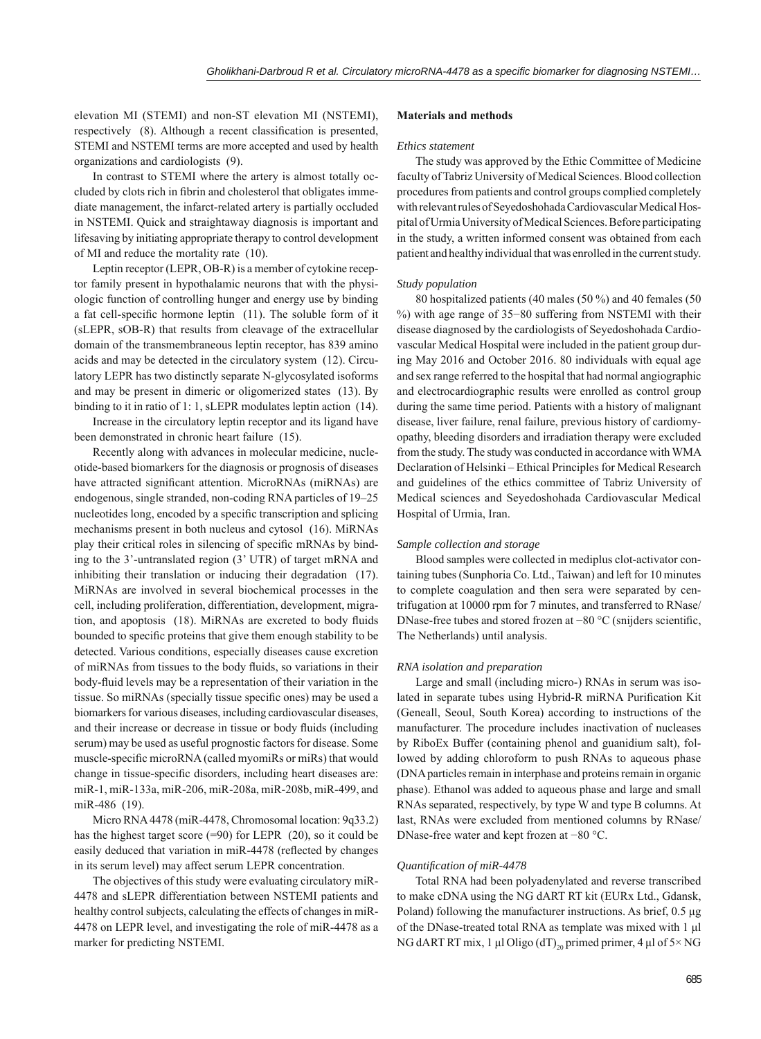elevation MI (STEMI) and non-ST elevation MI (NSTEMI), respectively (8). Although a recent classification is presented, STEMI and NSTEMI terms are more accepted and used by health organizations and cardiologists (9).

In contrast to STEMI where the artery is almost totally occluded by clots rich in fibrin and cholesterol that obligates immediate management, the infarct-related artery is partially occluded in NSTEMI. Quick and straightaway diagnosis is important and lifesaving by initiating appropriate therapy to control development of MI and reduce the mortality rate (10).

Leptin receptor (LEPR, OB-R) is a member of cytokine receptor family present in hypothalamic neurons that with the physiologic function of controlling hunger and energy use by binding a fat cell-specific hormone leptin (11). The soluble form of it (sLEPR, sOB-R) that results from cleavage of the extracellular domain of the transmembraneous leptin receptor, has 839 amino acids and may be detected in the circulatory system (12). Circulatory LEPR has two distinctly separate N-glycosylated isoforms and may be present in dimeric or oligomerized states (13). By binding to it in ratio of 1: 1, sLEPR modulates leptin action (14).

Increase in the circulatory leptin receptor and its ligand have been demonstrated in chronic heart failure (15).

Recently along with advances in molecular medicine, nucleotide-based biomarkers for the diagnosis or prognosis of diseases have attracted significant attention. MicroRNAs (miRNAs) are endogenous, single stranded, non-coding RNA particles of 19–25 nucleotides long, encoded by a specific transcription and splicing mechanisms present in both nucleus and cytosol (16). MiRNAs play their critical roles in silencing of specific mRNAs by binding to the 3'-untranslated region (3' UTR) of target mRNA and inhibiting their translation or inducing their degradation (17). MiRNAs are involved in several biochemical processes in the cell, including proliferation, differentiation, development, migration, and apoptosis (18). MiRNAs are excreted to body fluids bounded to specific proteins that give them enough stability to be detected. Various conditions, especially diseases cause excretion of miRNAs from tissues to the body fluids, so variations in their body-fluid levels may be a representation of their variation in the tissue. So miRNAs (specially tissue specific ones) may be used a biomarkers for various diseases, including cardiovascular diseases, and their increase or decrease in tissue or body fluids (including serum) may be used as useful prognostic factors for disease. Some muscle-specific microRNA (called myomiRs or miRs) that would change in tissue-specific disorders, including heart diseases are: miR-1, miR-133a, miR-206, miR-208a, miR-208b, miR-499, and miR-486 (19).

Micro RNA 4478 (miR-4478, Chromosomal location: 9q33.2) has the highest target score (=90) for LEPR (20), so it could be easily deduced that variation in miR-4478 (reflected by changes in its serum level) may affect serum LEPR concentration.

The objectives of this study were evaluating circulatory miR-4478 and sLEPR differentiation between NSTEMI patients and healthy control subjects, calculating the effects of changes in miR-4478 on LEPR level, and investigating the role of miR-4478 as a marker for predicting NSTEMI.

## Materials and methods

### *Ethics statement*

The study was approved by the Ethic Committee of Medicine faculty of Tabriz University of Medical Sciences. Blood collection procedures from patients and control groups complied completely with relevant rules of Seyedoshohada Cardiovascular Medical Hospital of Urmia University of Medical Sciences. Before participating in the study, a written informed consent was obtained from each patient and healthy individual that was enrolled in the current study.

### *Study population*

80 hospitalized patients (40 males (50 %) and 40 females (50 %) with age range of 35−80 suffering from NSTEMI with their disease diagnosed by the cardiologists of Seyedoshohada Cardiovascular Medical Hospital were included in the patient group during May 2016 and October 2016. 80 individuals with equal age and sex range referred to the hospital that had normal angiographic and electrocardiographic results were enrolled as control group during the same time period. Patients with a history of malignant disease, liver failure, renal failure, previous history of cardiomyopathy, bleeding disorders and irradiation therapy were excluded from the study. The study was conducted in accordance with WMA Declaration of Helsinki – Ethical Principles for Medical Research and guidelines of the ethics committee of Tabriz University of Medical sciences and Seyedoshohada Cardiovascular Medical Hospital of Urmia, Iran.

### *Sample collection and storage*

Blood samples were collected in mediplus clot-activator containing tubes (Sunphoria Co. Ltd., Taiwan) and left for 10 minutes to complete coagulation and then sera were separated by centrifugation at 10000 rpm for 7 minutes, and transferred to RNase/DNase-free tubes and stored frozen at −80 °C (snijders scientific, The Netherlands) until analysis.

### *RNA isolation and preparation*

Large and small (including micro-) RNAs in serum was isolated in separate tubes using Hybrid-R miRNA Purification Kit (Geneall, Seoul, South Korea) according to instructions of the manufacturer. The procedure includes inactivation of nucleases by RiboEx Buffer (containing phenol and guanidium salt), followed by adding chloroform to push RNAs to aqueous phase (DNA particles remain in interphase and proteins remain in organic phase). Ethanol was added to aqueous phase and large and small RNAs separated, respectively, by type W and type B columns. At last, RNAs were excluded from mentioned columns by RNase/DNase-free water and kept frozen at −80 °C.

### *Quantification of miR-4478*

Total RNA had been polyadenylated and reverse transcribed to make cDNA using the NG dART RT kit (EURx Ltd., Gdansk, Poland) following the manufacturer instructions. As brief, 0.5 μg of the DNase-treated total RNA as template was mixed with 1 μl NG dART RT mix, 1 μl Oligo $(dT)_{20}$ primed primer, 4 μl of 5× NG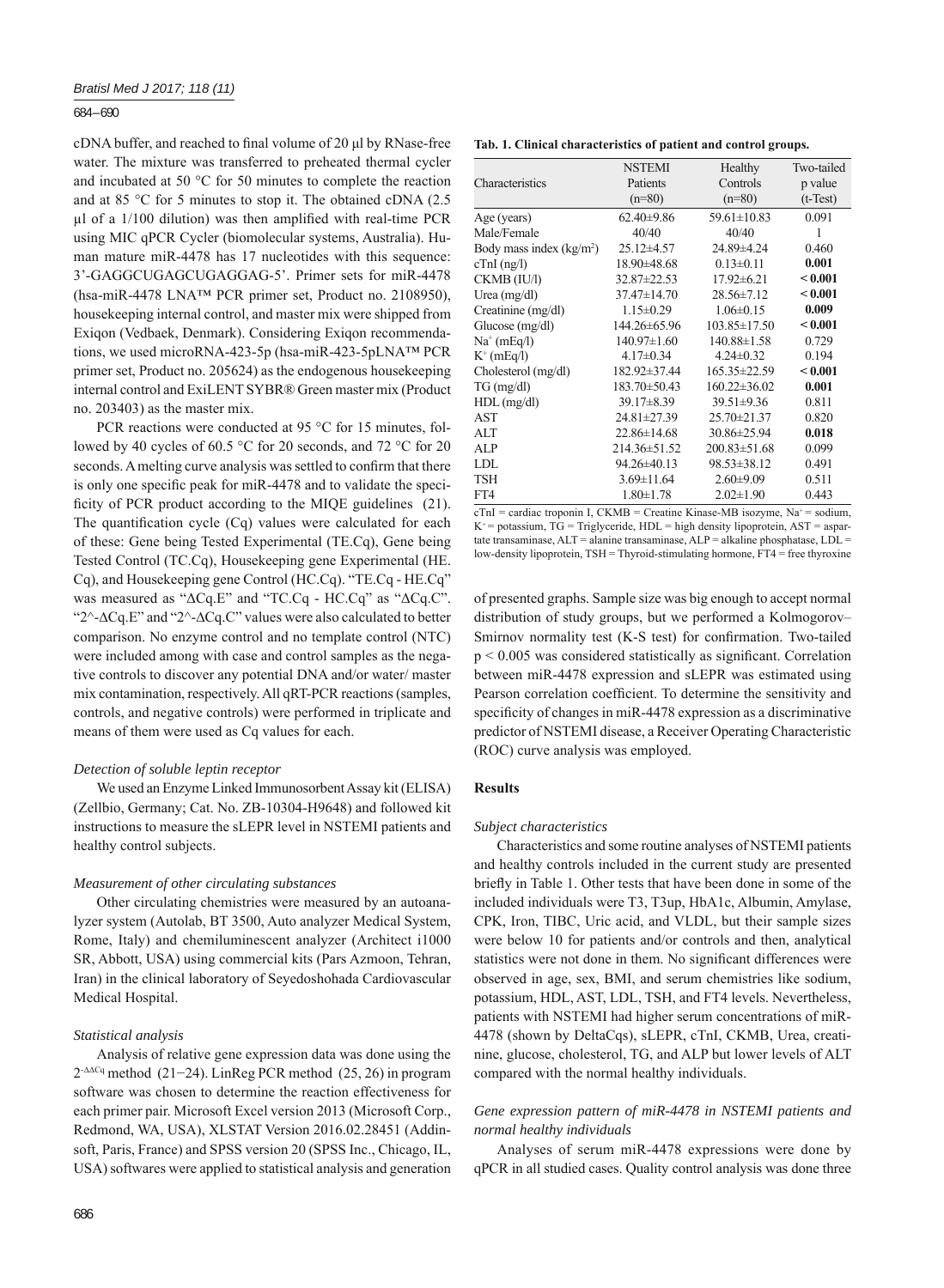cDNA buffer, and reached to final volume of 20 µl by RNase-free water. The mixture was transferred to preheated thermal cycler and incubated at 50 °C for 50 minutes to complete the reaction and at 85 °C for 5 minutes to stop it. The obtained cDNA (2.5 µl of a 1/100 dilution) was then amplified with real-time PCR using MIC qPCR Cycler (biomolecular systems, Australia). Human mature miR-4478 has 17 nucleotides with this sequence: 3'-GAGGCUGAGCUGAGGAG-5'. Primer sets for miR-4478 (hsa-miR-4478 LNA™ PCR primer set, Product no. 2108950), housekeeping internal control, and master mix were shipped from Exiqon (Vedbaek, Denmark). Considering Exiqon recommendations, we used microRNA-423-5p (hsa-miR-423-5pLNA™ PCR primer set, Product no. 205624) as the endogenous housekeeping internal control and ExiLENT SYBR® Green master mix (Product no. 203403) as the master mix.

PCR reactions were conducted at 95 °C for 15 minutes, followed by 40 cycles of 60.5 °C for 20 seconds, and 72 °C for 20 seconds. A melting curve analysis was settled to confirm that there is only one specific peak for miR-4478 and to validate the specificity of PCR product according to the MIQE guidelines (21). The quantification cycle (Cq) values were calculated for each of these: Gene being Tested Experimental (TE.Cq), Gene being Tested Control (TC.Cq), Housekeeping gene Experimental (HE.Cq), and Housekeeping gene Control (HC.Cq). "TE.Cq - HE.Cq" was measured as "ΔCq.E" and "TC.Cq - HC.Cq" as "ΔCq.C". "2^-ΔCq.E" and "2^-ΔCq.C" values were also calculated to better comparison. No enzyme control and no template control (NTC) were included among with case and control samples as the negative controls to discover any potential DNA and/or water/ master mix contamination, respectively. All qRT-PCR reactions (samples, controls, and negative controls) were performed in triplicate and means of them were used as Cq values for each.

### *Detection of soluble leptin receptor*

We used an Enzyme Linked Immunosorbent Assay kit (ELISA) (Zellbio, Germany; Cat. No. ZB-10304-H9648) and followed kit instructions to measure the sLEPR level in NSTEMI patients and healthy control subjects.

### *Measurement of other circulating substances*

Other circulating chemistries were measured by an autoanalyzer system (Autolab, BT 3500, Auto analyzer Medical System, Rome, Italy) and chemiluminescent analyzer (Architect i1000 SR, Abbott, USA) using commercial kits (Pars Azmoon, Tehran, Iran) in the clinical laboratory of Seyedoshohada Cardiovascular Medical Hospital.

### *Statistical analysis*

Analysis of relative gene expression data was done using the $2^{-\Delta\Delta Cq}$ method (21−24). LinReg PCR method (25, 26) in program software was chosen to determine the reaction effectiveness for each primer pair. Microsoft Excel version 2013 (Microsoft Corp., Redmond, WA, USA), XLSTAT Version 2016.02.28451 (Addinsoft, Paris, France) and SPSS version 20 (SPSS Inc., Chicago, IL, USA) softwares were applied to statistical analysis and generation of presented graphs. Sample size was big enough to accept normal distribution of study groups, but we performed a Kolmogorov–Smirnov normality test (K-S test) for confirmation. Two-tailed $p < 0.005$ was considered statistically as significant. Correlation between miR-4478 expression and sLEPR was estimated using Pearson correlation coefficient. To determine the sensitivity and specificity of changes in miR-4478 expression as a discriminative predictor of NSTEMI disease, a Receiver Operating Characteristic (ROC) curve analysis was employed.

**Tab. 1. Clinical characteristics of patient and control groups.**

| Characteristics | NSTEMI Patients (n=80) | Healthy Controls (n=80) | Two-tailed p value (t-Test) |
|---|---|---|---|
| Age (years) | 62.40±9.86 | 59.61±10.83 | 0.091 |
| Male/Female | 40/40 | 40/40 | 1 |
| Body mass index (kg/m$^2$) | 25.12±4.57 | 24.89±4.24 | 0.460 |
| cTnI (ng/l) | 18.90±48.68 | 0.13±0.11 | **0.001** |
| CKMB (IU/l) | 32.87±22.53 | 17.92±6.21 | **< 0.001** |
| Urea (mg/dl) | 37.47±14.70 | 28.56±7.12 | **< 0.001** |
| Creatinine (mg/dl) | 1.15±0.29 | 1.06±0.15 | **0.009** |
| Glucose (mg/dl) | 144.26±65.96 | 103.85±17.50 | **< 0.001** |
| $Na^+$ (mEq/l) | 140.97±1.60 | 140.88±1.58 | 0.729 |
| $K^+$ (mEq/l) | 4.17±0.34 | 4.24±0.32 | 0.194 |
| Cholesterol (mg/dl) | 182.92±37.44 | 165.35±22.59 | **< 0.001** |
| TG (mg/dl) | 183.70±50.43 | 160.22±36.02 | **0.001** |
| HDL (mg/dl) | 39.17±8.39 | 39.51±9.36 | 0.811 |
| AST | 24.81±27.39 | 25.70±21.37 | 0.820 |
| ALT | 22.86±14.68 | 30.86±25.94 | **0.018** |
| ALP | 214.36±51.52 | 200.83±51.68 | 0.099 |
| LDL | 94.26±40.13 | 98.53±38.12 | 0.491 |
| TSH | 3.69±11.64 | 2.60±9.09 | 0.511 |
| FT4 | 1.80±1.78 | 2.02±1.90 | 0.443 |

cTnI = cardiac troponin I, CKMB = Creatine Kinase-MB isozyme, $Na^+$ = sodium, $K^+$ = potassium, TG = Triglyceride, HDL = high density lipoprotein, AST = aspartate transaminase, ALT = alanine transaminase, ALP = alkaline phosphatase, LDL = low-density lipoprotein, TSH = Thyroid-stimulating hormone, FT4 = free thyroxine

## Results

### *Subject characteristics*

Characteristics and some routine analyses of NSTEMI patients and healthy controls included in the current study are presented briefly in Table 1. Other tests that have been done in some of the included individuals were T3, T3up, HbA1c, Albumin, Amylase, CPK, Iron, TIBC, Uric acid, and VLDL, but their sample sizes were below 10 for patients and/or controls and then, analytical statistics were not done in them. No significant differences were observed in age, sex, BMI, and serum chemistries like sodium, potassium, HDL, AST, LDL, TSH, and FT4 levels. Nevertheless, patients with NSTEMI had higher serum concentrations of miR-4478 (shown by DeltaCqs), sLEPR, cTnI, CKMB, Urea, creatinine, glucose, cholesterol, TG, and ALP but lower levels of ALT compared with the normal healthy individuals.

### *Gene expression pattern of miR-4478 in NSTEMI patients and normal healthy individuals*

Analyses of serum miR-4478 expressions were done by qPCR in all studied cases. Quality control analysis was done three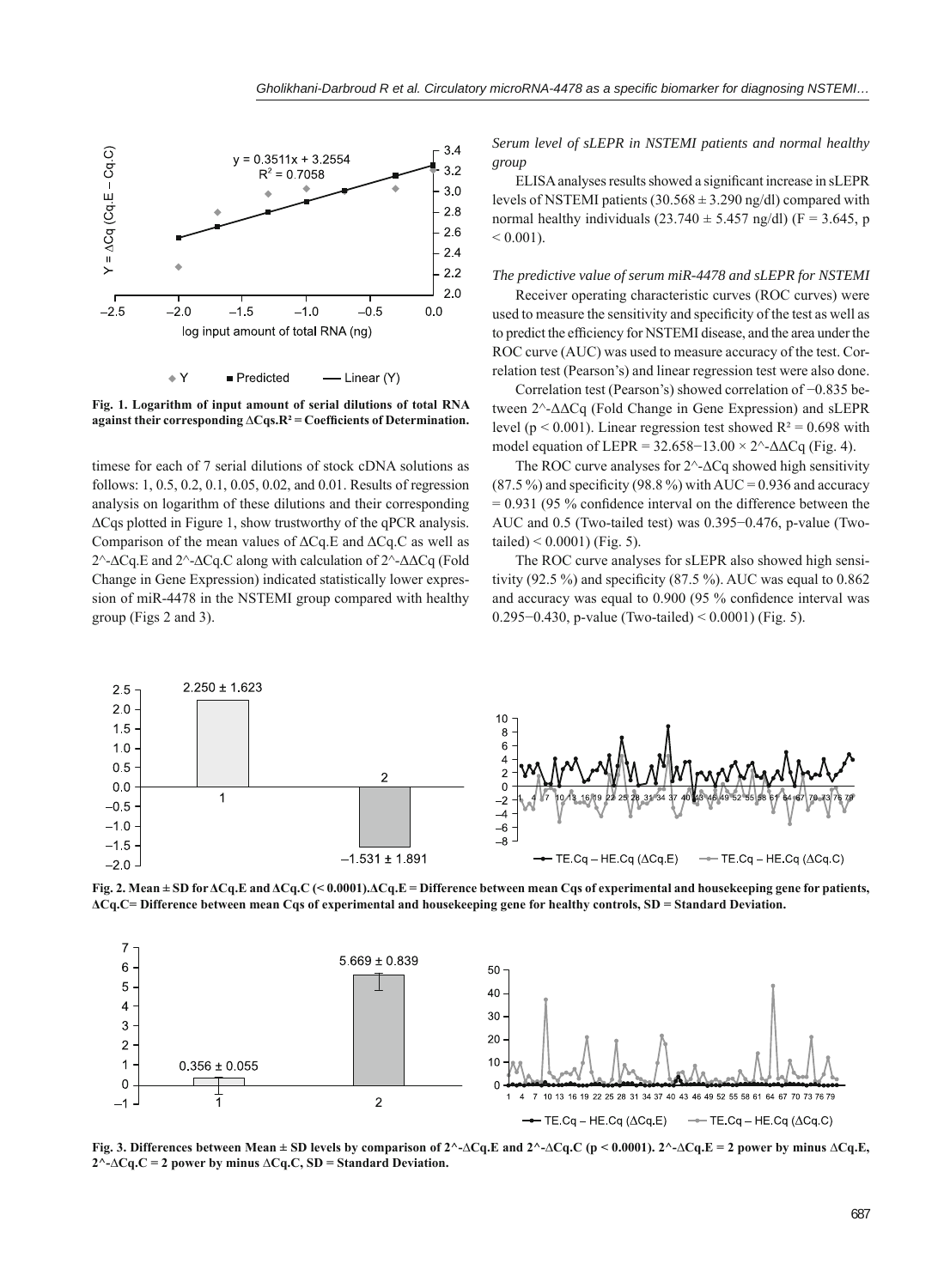Fig. 1. Logarithm of input amount of serial dilutions of total RNA against their corresponding ΔCqs. $R^2$ = Coefficients of Determination.

timese for each of 7 serial dilutions of stock cDNA solutions as follows: 1, 0.5, 0.2, 0.1, 0.05, 0.02, and 0.01. Results of regression analysis on logarithm of these dilutions and their corresponding ΔCqs plotted in Figure 1, show trustworthy of the qPCR analysis. Comparison of the mean values of ΔCq.E and ΔCq.C as well as 2^-ΔCq.E and 2^-ΔCq.C along with calculation of 2^-ΔΔCq (Fold Change in Gene Expression) indicated statistically lower expression of miR-4478 in the NSTEMI group compared with healthy group (Figs 2 and 3).

*Serum level of sLEPR in NSTEMI patients and normal healthy group*

ELISA analyses results showed a significant increase in sLEPR levels of NSTEMI patients (30.568 ± 3.290 ng/dl) compared with normal healthy individuals (23.740 ± 5.457 ng/dl) ($F = 3.645$, $p < 0.001$).

*The predictive value of serum miR-4478 and sLEPR for NSTEMI*

Receiver operating characteristic curves (ROC curves) were used to measure the sensitivity and specificity of the test as well as to predict the efficiency for NSTEMI disease, and the area under the ROC curve (AUC) was used to measure accuracy of the test. Correlation test (Pearson's) and linear regression test were also done.

Correlation test (Pearson's) showed correlation of −0.835 between 2^-ΔΔCq (Fold Change in Gene Expression) and sLEPR level ($p < 0.001$). Linear regression test showed $R^2 = 0.698$ with model equation of LEPR = 32.658−13.00 × 2^-ΔΔCq (Fig. 4).

The ROC curve analyses for 2^-ΔCq showed high sensitivity (87.5 %) and specificity (98.8 %) with AUC = 0.936 and accuracy = 0.931 (95 % confidence interval on the difference between the AUC and 0.5 (Two-tailed test) was 0.395−0.476, p-value (Two-tailed) < 0.0001) (Fig. 5).

The ROC curve analyses for sLEPR also showed high sensitivity (92.5 %) and specificity (87.5 %). AUC was equal to 0.862 and accuracy was equal to 0.900 (95 % confidence interval was 0.295−0.430, p-value (Two-tailed) < 0.0001) (Fig. 5).

Fig. 2. Mean ± SD for ΔCq.E and ΔCq.C (< 0.0001). ΔCq.E = Difference between mean Cqs of experimental and housekeeping gene for patients, ΔCq.C= Difference between mean Cqs of experimental and housekeeping gene for healthy controls, SD = Standard Deviation.

Fig. 3. Differences between Mean ± SD levels by comparison of 2^-ΔCq.E and 2^-ΔCq.C ($p < 0.0001$). 2^-ΔCq.E = 2 power by minus ΔCq.E, 2^-ΔCq.C = 2 power by minus ΔCq.C, SD = Standard Deviation.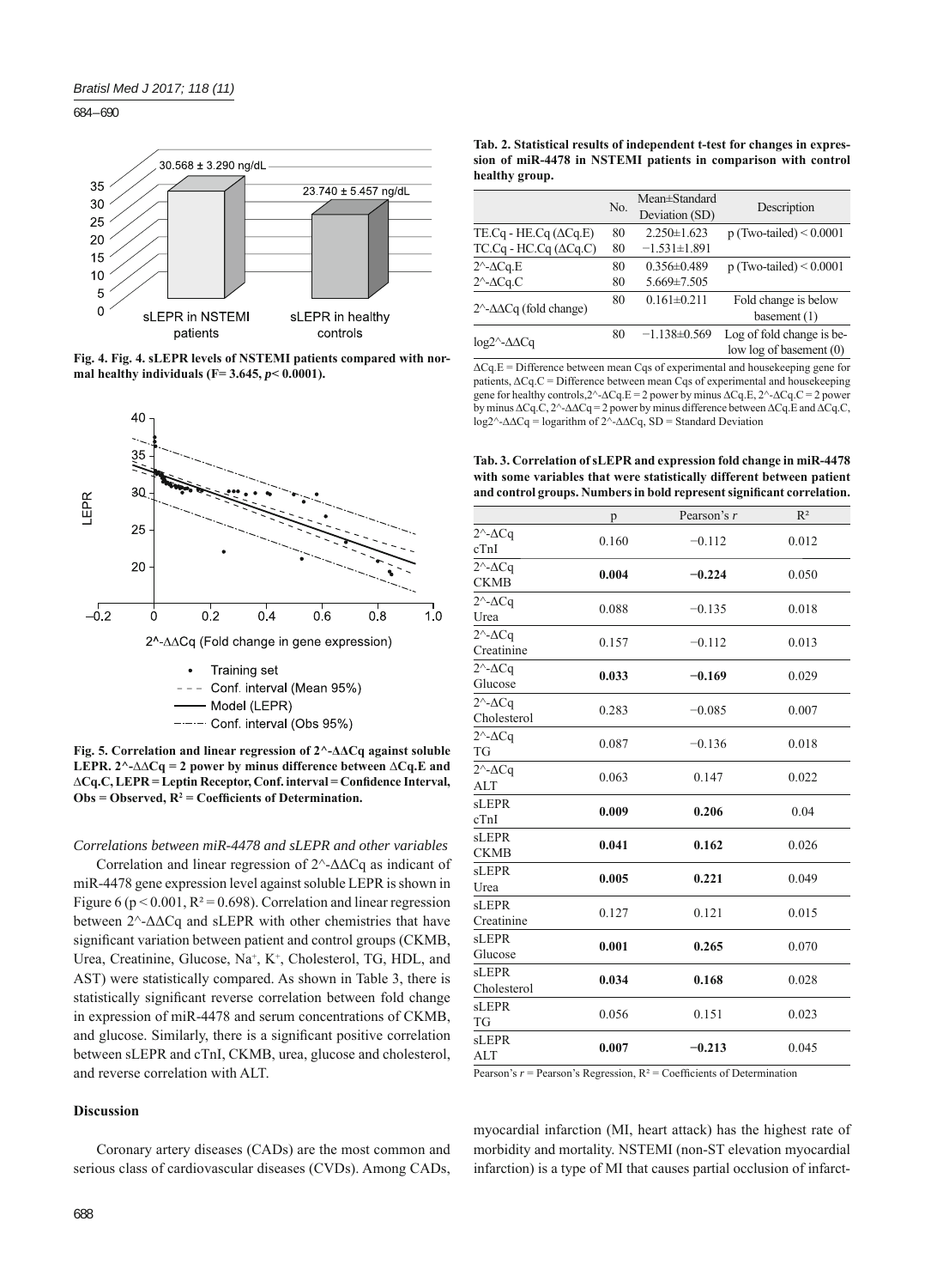Fig. 4. Fig. 4. sLEPR levels of NSTEMI patients compared with normal healthy individuals (F= 3.645, $p$< 0.0001).

Fig. 5. Correlation and linear regression of 2^-ΔΔCq against soluble LEPR. 2^-ΔΔCq = 2 power by minus difference between ΔCq.E and ΔCq.C, LEPR = Leptin Receptor, Conf. interval = Confidence Interval, Obs = Observed, $R^2$ = Coefficients of Determination.

*Correlations between miR-4478 and sLEPR and other variables*

Correlation and linear regression of 2^-ΔΔCq as indicant of miR-4478 gene expression level against soluble LEPR is shown in Figure 6 ($p < 0.001$, $R^2 = 0.698$). Correlation and linear regression between 2^-ΔΔCq and sLEPR with other chemistries that have significant variation between patient and control groups (CKMB, Urea, Creatinine, Glucose, $Na^+$, $K^+$, Cholesterol, TG, HDL, and AST) were statistically compared. As shown in Table 3, there is statistically significant reverse correlation between fold change in expression of miR-4478 and serum concentrations of CKMB, and glucose. Similarly, there is a significant positive correlation between sLEPR and cTnI, CKMB, urea, glucose and cholesterol, and reverse correlation with ALT.

**Tab. 2. Statistical results of independent t-test for changes in expression of miR-4478 in NSTEMI patients in comparison with control healthy group.**

| | No. | Mean±Standard Deviation (SD) | Description |
|---|---|---|---|
| TE.Cq - HE.Cq (ΔCq.E) | 80 | 2.250±1.623 | p (Two-tailed) < 0.0001 |
| TC.Cq - HC.Cq (ΔCq.C) | 80 | −1.531±1.891 | |
| 2^-ΔCq.E | 80 | 0.356±0.489 | p (Two-tailed) < 0.0001 |
| 2^-ΔCq.C | 80 | 5.669±7.505 | |
| 2^-ΔΔCq (fold change) | 80 | 0.161±0.211 | Fold change is below basement (1) |
| log2^-ΔΔCq | 80 | −1.138±0.569 | Log of fold change is below log of basement (0) |

ΔCq.E = Difference between mean Cqs of experimental and housekeeping gene for patients, ΔCq.C = Difference between mean Cqs of experimental and housekeeping gene for healthy controls, 2^-ΔCq.E = 2 power by minus ΔCq.E, 2^-ΔCq.C = 2 power by minus ΔCq.C, 2^-ΔΔCq = 2 power by minus difference between ΔCq.E and ΔCq.C, log2^-ΔΔCq = logarithm of 2^-ΔΔCq, SD = Standard Deviation

**Tab. 3. Correlation of sLEPR and expression fold change in miR-4478 with some variables that were statistically different between patient and control groups. Numbers in bold represent significant correlation.**

| | p | Pearson's $r$ | $R^2$ |
|---|---|---|---|
| 2^-ΔCq cTnI | 0.160 | −0.112 | 0.012 |
| 2^-ΔCq CKMB | **0.004** | **−0.224** | 0.050 |
| 2^-ΔCq Urea | 0.088 | −0.135 | 0.018 |
| 2^-ΔCq Creatinine | 0.157 | −0.112 | 0.013 |
| 2^-ΔCq Glucose | **0.033** | **−0.169** | 0.029 |
| 2^-ΔCq Cholesterol | 0.283 | −0.085 | 0.007 |
| 2^-ΔCq TG | 0.087 | −0.136 | 0.018 |
| 2^-ΔCq ALT | 0.063 | 0.147 | 0.022 |
| sLEPR cTnI | **0.009** | **0.206** | 0.04 |
| sLEPR CKMB | **0.041** | **0.162** | 0.026 |
| sLEPR Urea | **0.005** | **0.221** | 0.049 |
| sLEPR Creatinine | 0.127 | 0.121 | 0.015 |
| sLEPR Glucose | **0.001** | **0.265** | 0.070 |
| sLEPR Cholesterol | **0.034** | **0.168** | 0.028 |
| sLEPR TG | 0.056 | 0.151 | 0.023 |
| sLEPR ALT | **0.007** | **−0.213** | 0.045 |

Pearson's $r$ = Pearson's Regression, $R^2$ = Coefficients of Determination

## Discussion

Coronary artery diseases (CADs) are the most common and serious class of cardiovascular diseases (CVDs). Among CADs, myocardial infarction (MI, heart attack) has the highest rate of morbidity and mortality. NSTEMI (non-ST elevation myocardial infarction) is a type of MI that causes partial occlusion of infarct-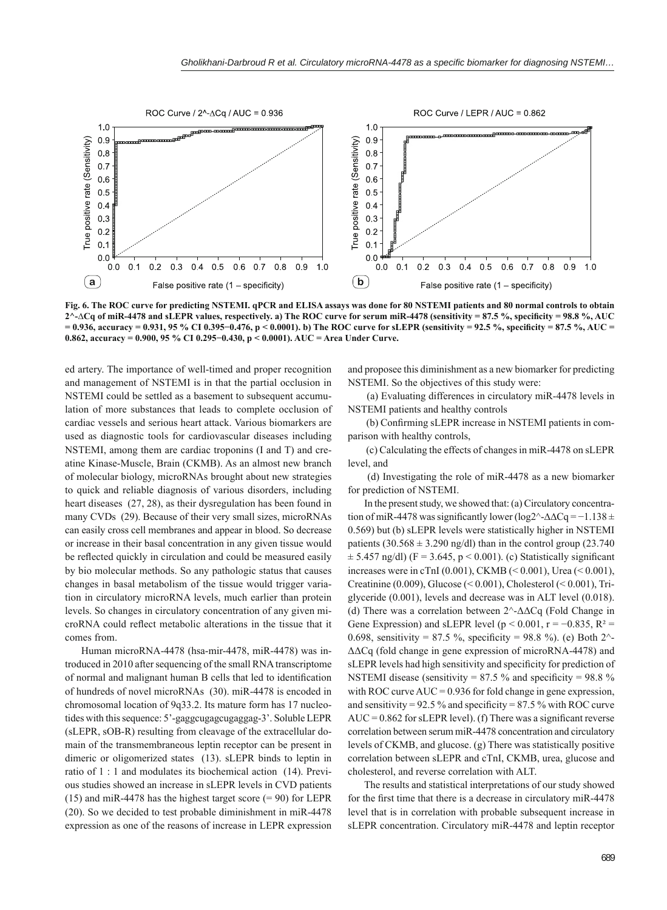**Fig. 6. The ROC curve for predicting NSTEMI. qPCR and ELISA assays was done for 80 NSTEMI patients and 80 normal controls to obtain 2^-ΔCq of miR-4478 and sLEPR values, respectively. a) The ROC curve for serum miR-4478 (sensitivity = 87.5 %, specificity = 98.8 %, AUC = 0.936, accuracy = 0.931, 95 % CI 0.395−0.476, p < 0.0001). b) The ROC curve for sLEPR (sensitivity = 92.5 %, specificity = 87.5 %, AUC = 0.862, accuracy = 0.900, 95 % CI 0.295−0.430, p < 0.0001). AUC = Area Under Curve.**

ed artery. The importance of well-timed and proper recognition and management of NSTEMI is in that the partial occlusion in NSTEMI could be settled as a basement to subsequent accumulation of more substances that leads to complete occlusion of cardiac vessels and serious heart attack. Various biomarkers are used as diagnostic tools for cardiovascular diseases including NSTEMI, among them are cardiac troponins (I and T) and creatine Kinase-Muscle, Brain (CKMB). As an almost new branch of molecular biology, microRNAs brought about new strategies to quick and reliable diagnosis of various disorders, including heart diseases (27, 28), as their dysregulation has been found in many CVDs (29). Because of their very small sizes, microRNAs can easily cross cell membranes and appear in blood. So decrease or increase in their basal concentration in any given tissue would be reflected quickly in circulation and could be measured easily by bio molecular methods. So any pathologic status that causes changes in basal metabolism of the tissue would trigger variation in circulatory microRNA levels, much earlier than protein levels. So changes in circulatory concentration of any given microRNA could reflect metabolic alterations in the tissue that it comes from.

Human microRNA-4478 (hsa-mir-4478, miR-4478) was introduced in 2010 after sequencing of the small RNA transcriptome of normal and malignant human B cells that led to identification of hundreds of novel microRNAs (30). miR-4478 is encoded in chromosomal location of 9q33.2. Its mature form has 17 nucleotides with this sequence: 5'-gaggcugagcugaggag-3'. Soluble LEPR (sLEPR, sOB-R) resulting from cleavage of the extracellular domain of the transmembraneous leptin receptor can be present in dimeric or oligomerized states (13). sLEPR binds to leptin in ratio of 1 : 1 and modulates its biochemical action (14). Previous studies showed an increase in sLEPR levels in CVD patients (15) and miR-4478 has the highest target score (= 90) for LEPR (20). So we decided to test probable diminishment in miR-4478 expression as one of the reasons of increase in LEPR expression and proposee this diminishment as a new biomarker for predicting NSTEMI. So the objectives of this study were:

(a) Evaluating differences in circulatory miR-4478 levels in NSTEMI patients and healthy controls

(b) Confirming sLEPR increase in NSTEMI patients in comparison with healthy controls,

(c) Calculating the effects of changes in miR-4478 on sLEPR level, and

(d) Investigating the role of miR-4478 as a new biomarker for prediction of NSTEMI.

In the present study, we showed that: (a) Circulatory concentration of miR-4478 was significantly lower (log2^-ΔΔCq = −1.138 ± 0.569) but (b) sLEPR levels were statistically higher in NSTEMI patients (30.568 ± 3.290 ng/dl) than in the control group (23.740 ± 5.457 ng/dl) (F = 3.645, p < 0.001). (c) Statistically significant increases were in cTnI (0.001), CKMB (< 0.001), Urea (< 0.001), Creatinine (0.009), Glucose (< 0.001), Cholesterol (< 0.001), Triglyceride (0.001), levels and decrease was in ALT level (0.018). (d) There was a correlation between 2^-ΔΔCq (Fold Change in Gene Expression) and sLEPR level ($p < 0.001$, $r = −0.835$, $R^2 = 0.698$, sensitivity = 87.5 %, specificity = 98.8 %). (e) Both 2^-ΔΔCq (fold change in gene expression of microRNA-4478) and sLEPR levels had high sensitivity and specificity for prediction of NSTEMI disease (sensitivity = 87.5 % and specificity = 98.8 % with ROC curve AUC = 0.936 for fold change in gene expression, and sensitivity = 92.5 % and specificity = 87.5 % with ROC curve AUC = 0.862 for sLEPR level). (f) There was a significant reverse correlation between serum miR-4478 concentration and circulatory levels of CKMB, and glucose. (g) There was statistically positive correlation between sLEPR and cTnI, CKMB, urea, glucose and cholesterol, and reverse correlation with ALT.

The results and statistical interpretations of our study showed for the first time that there is a decrease in circulatory miR-4478 level that is in correlation with probable subsequent increase in sLEPR concentration. Circulatory miR-4478 and leptin receptor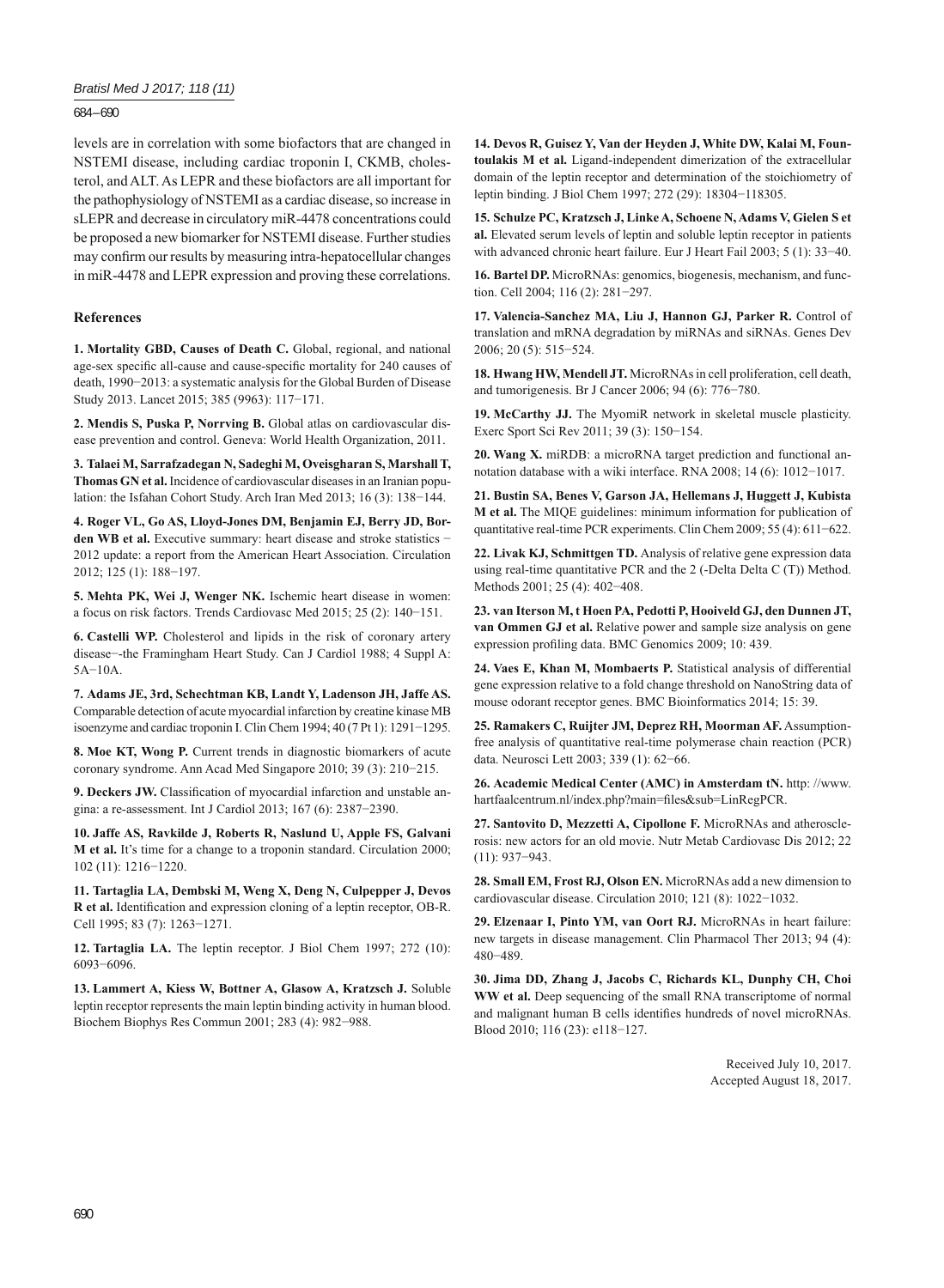levels are in correlation with some biofactors that are changed in NSTEMI disease, including cardiac troponin I, CKMB, cholesterol, and ALT. As LEPR and these biofactors are all important for the pathophysiology of NSTEMI as a cardiac disease, so increase in sLEPR and decrease in circulatory miR-4478 concentrations could be proposed a new biomarker for NSTEMI disease. Further studies may confirm our results by measuring intra-hepatocellular changes in miR-4478 and LEPR expression and proving these correlations.

## References

**1. Mortality GBD, Causes of Death C.** Global, regional, and national age-sex specific all-cause and cause-specific mortality for 240 causes of death, 1990−2013: a systematic analysis for the Global Burden of Disease Study 2013. Lancet 2015; 385 (9963): 117−171.

**2. Mendis S, Puska P, Norrving B.** Global atlas on cardiovascular disease prevention and control. Geneva: World Health Organization, 2011.

**3. Talaei M, Sarrafzadegan N, Sadeghi M, Oveisgharan S, Marshall T, Thomas GN et al.** Incidence of cardiovascular diseases in an Iranian population: the Isfahan Cohort Study. Arch Iran Med 2013; 16 (3): 138−144.

**4. Roger VL, Go AS, Lloyd-Jones DM, Benjamin EJ, Berry JD, Borden WB et al.** Executive summary: heart disease and stroke statistics − 2012 update: a report from the American Heart Association. Circulation 2012; 125 (1): 188−197.

**5. Mehta PK, Wei J, Wenger NK.** Ischemic heart disease in women: a focus on risk factors. Trends Cardiovasc Med 2015; 25 (2): 140−151.

**6. Castelli WP.** Cholesterol and lipids in the risk of coronary artery disease−-the Framingham Heart Study. Can J Cardiol 1988; 4 Suppl A: 5A−10A.

**7. Adams JE, 3rd, Schechtman KB, Landt Y, Ladenson JH, Jaffe AS.** Comparable detection of acute myocardial infarction by creatine kinase MB isoenzyme and cardiac troponin I. Clin Chem 1994; 40 (7 Pt 1): 1291−1295.

**8. Moe KT, Wong P.** Current trends in diagnostic biomarkers of acute coronary syndrome. Ann Acad Med Singapore 2010; 39 (3): 210−215.

**9. Deckers JW.** Classification of myocardial infarction and unstable angina: a re-assessment. Int J Cardiol 2013; 167 (6): 2387−2390.

**10. Jaffe AS, Ravkilde J, Roberts R, Naslund U, Apple FS, Galvani M et al.** It's time for a change to a troponin standard. Circulation 2000; 102 (11): 1216−1220.

**11. Tartaglia LA, Dembski M, Weng X, Deng N, Culpepper J, Devos R et al.** Identification and expression cloning of a leptin receptor, OB-R. Cell 1995; 83 (7): 1263−1271.

**12. Tartaglia LA.** The leptin receptor. J Biol Chem 1997; 272 (10): 6093−6096.

**13. Lammert A, Kiess W, Bottner A, Glasow A, Kratzsch J.** Soluble leptin receptor represents the main leptin binding activity in human blood. Biochem Biophys Res Commun 2001; 283 (4): 982−988.

**14. Devos R, Guisez Y, Van der Heyden J, White DW, Kalai M, Fountoulakis M et al.** Ligand-independent dimerization of the extracellular domain of the leptin receptor and determination of the stoichiometry of leptin binding. J Biol Chem 1997; 272 (29): 18304−118305.

**15. Schulze PC, Kratzsch J, Linke A, Schoene N, Adams V, Gielen S et al.** Elevated serum levels of leptin and soluble leptin receptor in patients with advanced chronic heart failure. Eur J Heart Fail 2003; 5 (1): 33−40.

**16. Bartel DP.** MicroRNAs: genomics, biogenesis, mechanism, and function. Cell 2004; 116 (2): 281−297.

**17. Valencia-Sanchez MA, Liu J, Hannon GJ, Parker R.** Control of translation and mRNA degradation by miRNAs and siRNAs. Genes Dev 2006; 20 (5): 515−524.

**18. Hwang HW, Mendell JT.** MicroRNAs in cell proliferation, cell death, and tumorigenesis. Br J Cancer 2006; 94 (6): 776−780.

**19. McCarthy JJ.** The MyomiR network in skeletal muscle plasticity. Exerc Sport Sci Rev 2011; 39 (3): 150−154.

**20. Wang X.** miRDB: a microRNA target prediction and functional annotation database with a wiki interface. RNA 2008; 14 (6): 1012−1017.

**21. Bustin SA, Benes V, Garson JA, Hellemans J, Huggett J, Kubista M et al.** The MIQE guidelines: minimum information for publication of quantitative real-time PCR experiments. Clin Chem 2009; 55 (4): 611−622.

**22. Livak KJ, Schmittgen TD.** Analysis of relative gene expression data using real-time quantitative PCR and the 2 (-Delta Delta C (T)) Method. Methods 2001; 25 (4): 402−408.

**23. van Iterson M, t Hoen PA, Pedotti P, Hooiveld GJ, den Dunnen JT, van Ommen GJ et al.** Relative power and sample size analysis on gene expression profiling data. BMC Genomics 2009; 10: 439.

**24. Vaes E, Khan M, Mombaerts P.** Statistical analysis of differential gene expression relative to a fold change threshold on NanoString data of mouse odorant receptor genes. BMC Bioinformatics 2014; 15: 39.

**25. Ramakers C, Ruijter JM, Deprez RH, Moorman AF.** Assumption-free analysis of quantitative real-time polymerase chain reaction (PCR) data. Neurosci Lett 2003; 339 (1): 62−66.

**26. Academic Medical Center (AMC) in Amsterdam tN.** http: //www.hartfaalcentrum.nl/index.php?main=files&sub=LinRegPCR.

**27. Santovito D, Mezzetti A, Cipollone F.** MicroRNAs and atherosclerosis: new actors for an old movie. Nutr Metab Cardiovasc Dis 2012; 22 (11): 937−943.

**28. Small EM, Frost RJ, Olson EN.** MicroRNAs add a new dimension to cardiovascular disease. Circulation 2010; 121 (8): 1022−1032.

**29. Elzenaar I, Pinto YM, van Oort RJ.** MicroRNAs in heart failure: new targets in disease management. Clin Pharmacol Ther 2013; 94 (4): 480−489.

**30. Jima DD, Zhang J, Jacobs C, Richards KL, Dunphy CH, Choi WW et al.** Deep sequencing of the small RNA transcriptome of normal and malignant human B cells identifies hundreds of novel microRNAs. Blood 2010; 116 (23): e118−127.

Received July 10, 2017.
Accepted August 18, 2017.